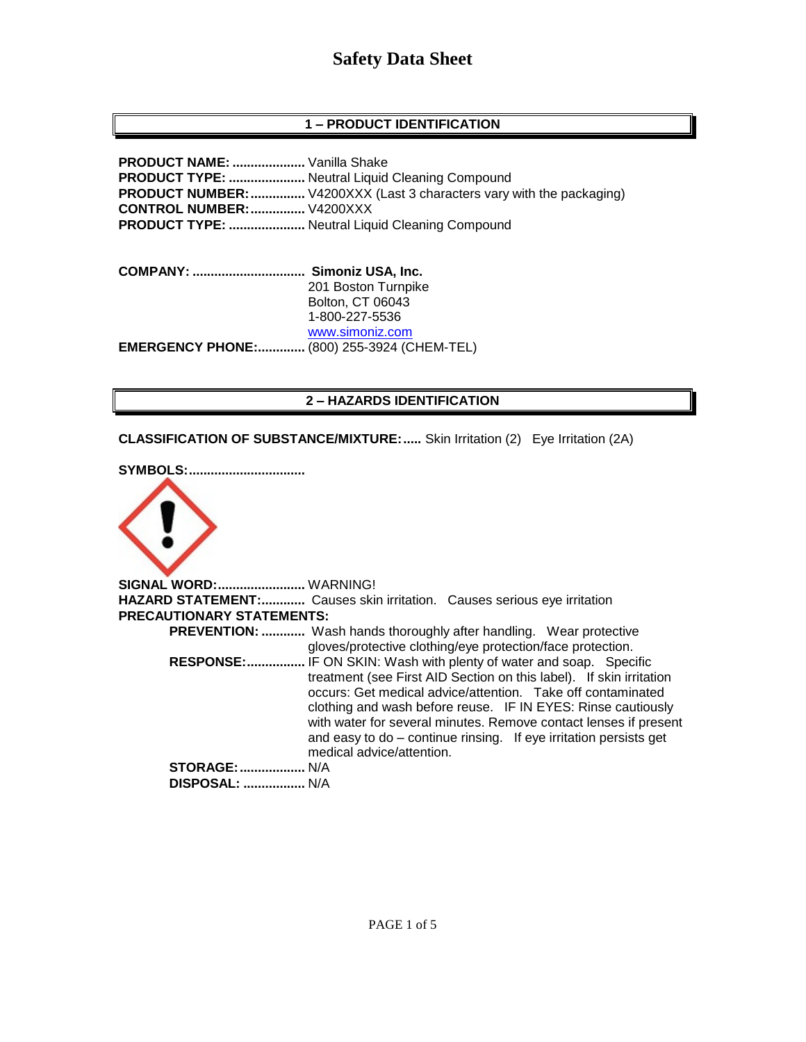# Safety Data Sheet

## 1 – PRODUCT IDENTIFICATION

**PRODUCT NAME:** .................... Vanilla Shake
**PRODUCT TYPE:** ..................... Neutral Liquid Cleaning Compound
**PRODUCT NUMBER:** ............... V4200XXX (Last 3 characters vary with the packaging)
**CONTROL NUMBER:** ............... V4200XXX
**PRODUCT TYPE:** ..................... Neutral Liquid Cleaning Compound

**COMPANY:** ............................... **Simoniz USA, Inc.**
201 Boston Turnpike
Bolton, CT 06043
1-800-227-5536
www.simoniz.com
**EMERGENCY PHONE:**............. (800) 255-3924 (CHEM-TEL)

## 2 – HAZARDS IDENTIFICATION

**CLASSIFICATION OF SUBSTANCE/MIXTURE:**..... Skin Irritation (2) Eye Irritation (2A)

**SYMBOLS:**................................

**SIGNAL WORD:**........................ WARNING!
**HAZARD STATEMENT:**............ Causes skin irritation. Causes serious eye irritation
**PRECAUTIONARY STATEMENTS:**

- **PREVENTION:** ............ Wash hands thoroughly after handling. Wear protective gloves/protective clothing/eye protection/face protection.
- **RESPONSE:**................ IF ON SKIN: Wash with plenty of water and soap. Specific treatment (see First AID Section on this label). If skin irritation occurs: Get medical advice/attention. Take off contaminated clothing and wash before reuse. IF IN EYES: Rinse cautiously with water for several minutes. Remove contact lenses if present and easy to do – continue rinsing. If eye irritation persists get medical advice/attention.
- **STORAGE:**.................. N/A
- **DISPOSAL:** ................. N/A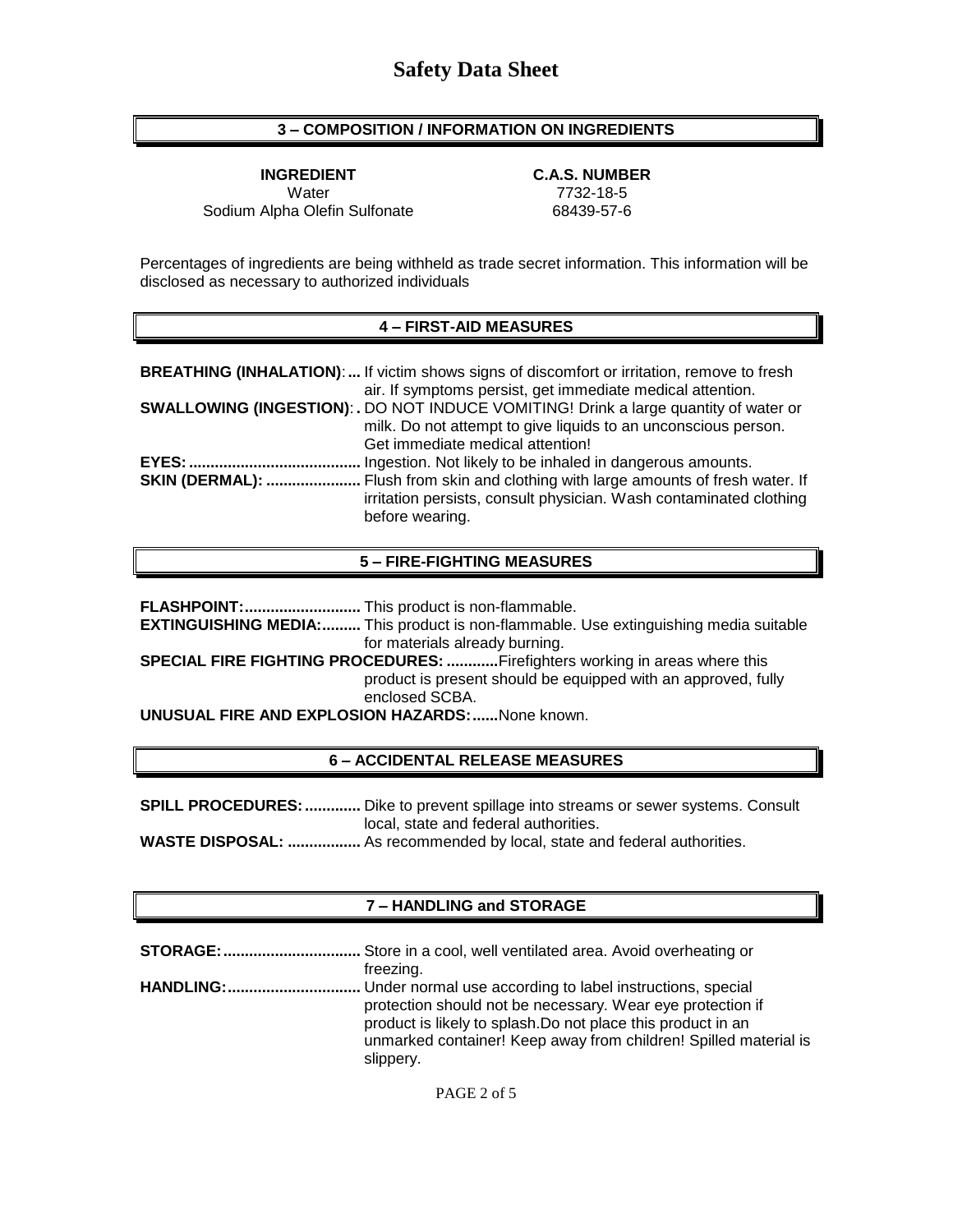# Safety Data Sheet

## 3 – COMPOSITION / INFORMATION ON INGREDIENTS

| INGREDIENT | C.A.S. NUMBER |
|---|---|
| Water | 7732-18-5 |
| Sodium Alpha Olefin Sulfonate | 68439-57-6 |

Percentages of ingredients are being withheld as trade secret information. This information will be disclosed as necessary to authorized individuals

## 4 – FIRST-AID MEASURES

**BREATHING (INHALATION):...** If victim shows signs of discomfort or irritation, remove to fresh air. If symptoms persist, get immediate medical attention.

**SWALLOWING (INGESTION):.** DO NOT INDUCE VOMITING! Drink a large quantity of water or milk. Do not attempt to give liquids to an unconscious person. Get immediate medical attention!

**EYES:........................................** Ingestion. Not likely to be inhaled in dangerous amounts.

**SKIN (DERMAL): ......................** Flush from skin and clothing with large amounts of fresh water. If irritation persists, consult physician. Wash contaminated clothing before wearing.

## 5 – FIRE-FIGHTING MEASURES

**FLASHPOINT:...........................** This product is non-flammable.

**EXTINGUISHING MEDIA:.........** This product is non-flammable. Use extinguishing media suitable for materials already burning.

**SPECIAL FIRE FIGHTING PROCEDURES: ............**Firefighters working in areas where this product is present should be equipped with an approved, fully enclosed SCBA.

**UNUSUAL FIRE AND EXPLOSION HAZARDS:......**None known.

## 6 – ACCIDENTAL RELEASE MEASURES

**SPILL PROCEDURES:.............** Dike to prevent spillage into streams or sewer systems. Consult local, state and federal authorities.

**WASTE DISPOSAL: .................** As recommended by local, state and federal authorities.

## 7 – HANDLING and STORAGE

**STORAGE:................................** Store in a cool, well ventilated area. Avoid overheating or freezing.

**HANDLING:...............................** Under normal use according to label instructions, special protection should not be necessary. Wear eye protection if product is likely to splash.Do not place this product in an unmarked container! Keep away from children! Spilled material is slippery.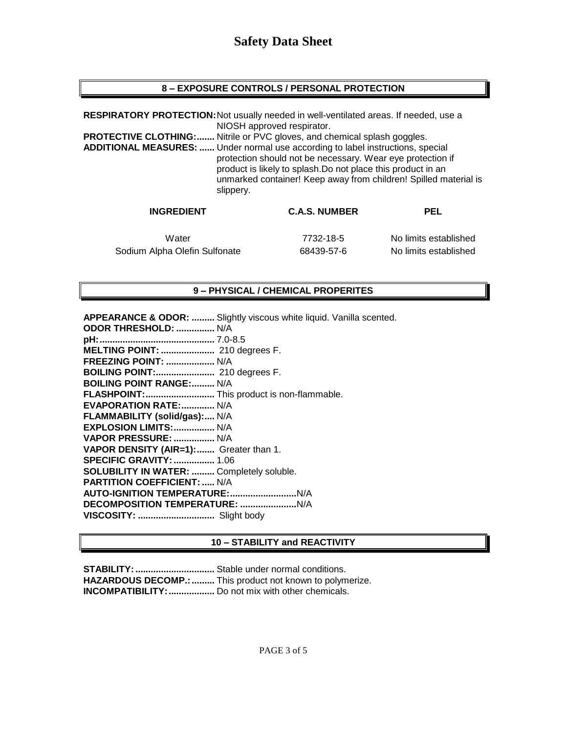# Safety Data Sheet

## 8 – EXPOSURE CONTROLS / PERSONAL PROTECTION

**RESPIRATORY PROTECTION:** Not usually needed in well-ventilated areas. If needed, use a NIOSH approved respirator.

**PROTECTIVE CLOTHING:.......** Nitrile or PVC gloves, and chemical splash goggles.

**ADDITIONAL MEASURES: ......** Under normal use according to label instructions, special protection should not be necessary. Wear eye protection if product is likely to splash.Do not place this product in an unmarked container! Keep away from children! Spilled material is slippery.

| INGREDIENT | C.A.S. NUMBER | PEL |
|---|---|---|
| Water | 7732-18-5 | No limits established |
| Sodium Alpha Olefin Sulfonate | 68439-57-6 | No limits established |

## 9 – PHYSICAL / CHEMICAL PROPERITES

**APPEARANCE & ODOR: .........** Slightly viscous white liquid. Vanilla scented.
**ODOR THRESHOLD: ...............** N/A
**pH:............................................** 7.0-8.5
**MELTING POINT: ....................** 210 degrees F.
**FREEZING POINT: ...................** N/A
**BOILING POINT:.......................** 210 degrees F.
**BOILING POINT RANGE:.........** N/A
**FLASHPOINT:...........................** This product is non-flammable.
**EVAPORATION RATE:.............** N/A
**FLAMMABILITY (solid/gas):....** N/A
**EXPLOSION LIMITS:................** N/A
**VAPOR PRESSURE: ................** N/A
**VAPOR DENSITY (AIR=1):.......** Greater than 1.
**SPECIFIC GRAVITY: ................** 1.06
**SOLUBILITY IN WATER: .........** Completely soluble.
**PARTITION COEFFICIENT: .....** N/A
**AUTO-IGNITION TEMPERATURE:..........................**N/A
**DECOMPOSITION TEMPERATURE: ......................**N/A
**VISCOSITY: ..............................** Slight body

## 10 – STABILITY and REACTIVITY

**STABILITY: ...............................** Stable under normal conditions.
**HAZARDOUS DECOMP.: .........** This product not known to polymerize.
**INCOMPATIBILITY: ..................** Do not mix with other chemicals.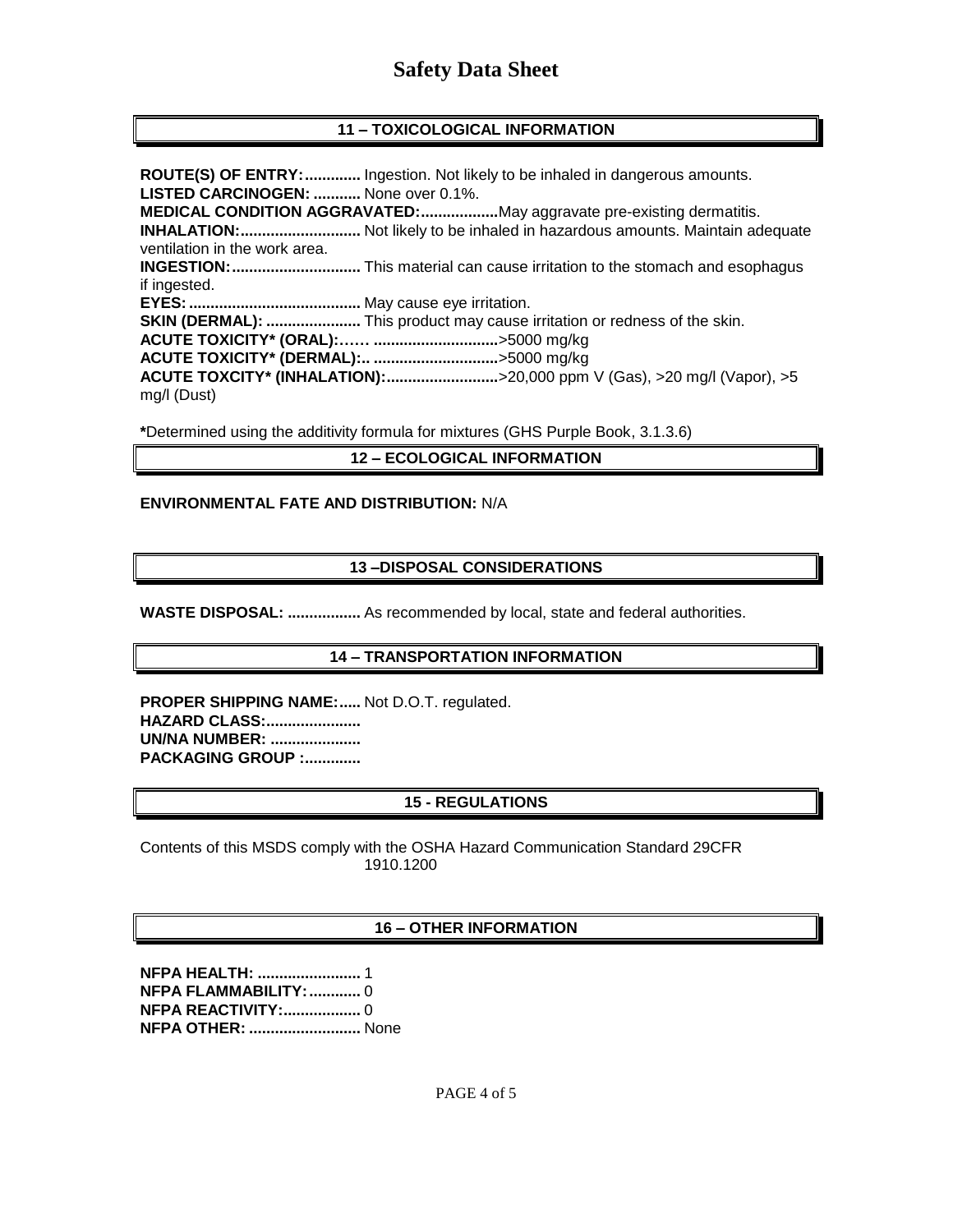# Safety Data Sheet

## 11 – TOXICOLOGICAL INFORMATION

**ROUTE(S) OF ENTRY:.............** Ingestion. Not likely to be inhaled in dangerous amounts.
**LISTED CARCINOGEN: ...........** None over 0.1%.
**MEDICAL CONDITION AGGRAVATED:..................**May aggravate pre-existing dermatitis.
**INHALATION:............................** Not likely to be inhaled in hazardous amounts. Maintain adequate ventilation in the work area.
**INGESTION:..............................** This material can cause irritation to the stomach and esophagus if ingested.
**EYES:........................................** May cause eye irritation.
**SKIN (DERMAL): ......................** This product may cause irritation or redness of the skin.
**ACUTE TOXICITY* (ORAL):…… ............................**>5000 mg/kg
**ACUTE TOXICITY* (DERMAL):.. ............................**>5000 mg/kg
**ACUTE TOXCITY* (INHALATION):..........................**>20,000 ppm V (Gas), >20 mg/l (Vapor), >5 mg/l (Dust)

***Determined using the additivity formula for mixtures (GHS Purple Book, 3.1.3.6)

## 12 – ECOLOGICAL INFORMATION

**ENVIRONMENTAL FATE AND DISTRIBUTION:** N/A

## 13 –DISPOSAL CONSIDERATIONS

**WASTE DISPOSAL: .................** As recommended by local, state and federal authorities.

## 14 – TRANSPORTATION INFORMATION

**PROPER SHIPPING NAME:.....** Not D.O.T. regulated.
**HAZARD CLASS:......................**
**UN/NA NUMBER: .....................**
**PACKAGING GROUP :.............**

## 15 - REGULATIONS

Contents of this MSDS comply with the OSHA Hazard Communication Standard 29CFR 1910.1200

## 16 – OTHER INFORMATION

**NFPA HEALTH: ........................** 1
**NFPA FLAMMABILITY:............** 0
**NFPA REACTIVITY:..................** 0
**NFPA OTHER: ..........................** None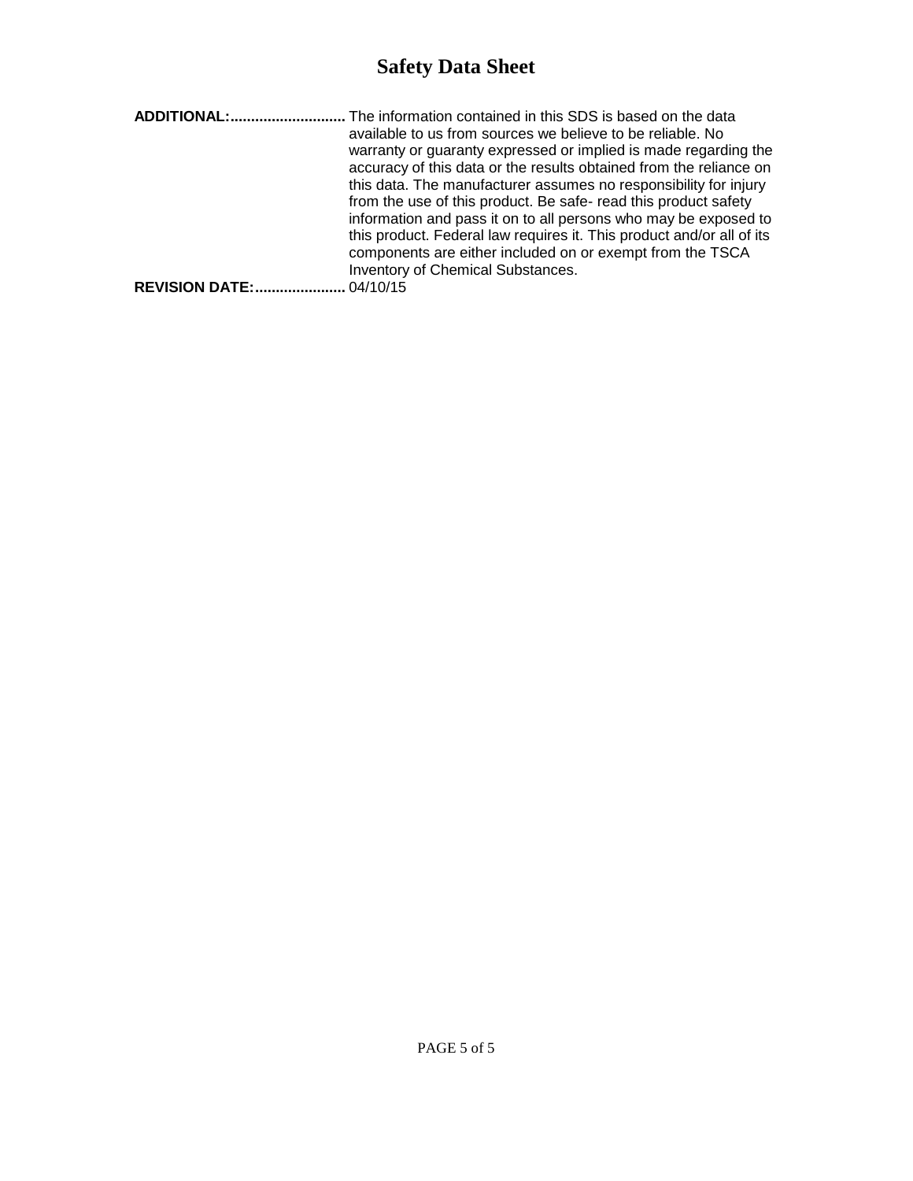# Safety Data Sheet

**ADDITIONAL:............................** The information contained in this SDS is based on the data available to us from sources we believe to be reliable. No warranty or guaranty expressed or implied is made regarding the accuracy of this data or the results obtained from the reliance on this data. The manufacturer assumes no responsibility for injury from the use of this product. Be safe- read this product safety information and pass it on to all persons who may be exposed to this product. Federal law requires it. This product and/or all of its components are either included on or exempt from the TSCA Inventory of Chemical Substances.

**REVISION DATE:......................** 04/10/15